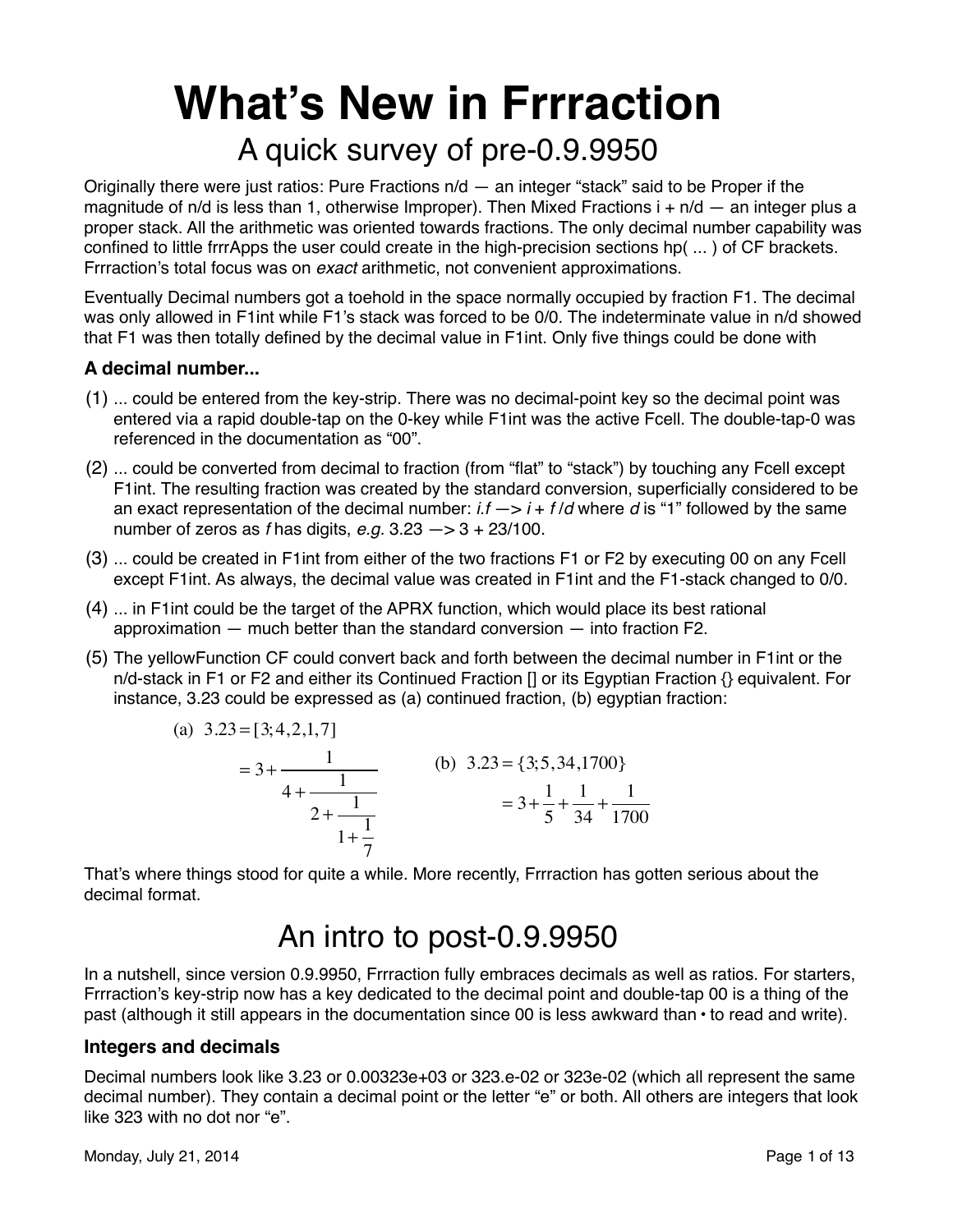# What's New in Frrraction

## A quick survey of pre-0.9.9950

Originally there were just ratios: Pure Fractions n/d — an integer "stack" said to be Proper if the magnitude of n/d is less than 1, otherwise Improper). Then Mixed Fractions i + n/d — an integer plus a proper stack. All the arithmetic was oriented towards fractions. The only decimal number capability was confined to little frrrApps the user could create in the high-precision sections hp( ... ) of CF brackets. Frrraction's total focus was on *exact* arithmetic, not convenient approximations.

Eventually Decimal numbers got a toehold in the space normally occupied by fraction F1. The decimal was only allowed in F1int while F1's stack was forced to be 0/0. The indeterminate value in n/d showed that F1 was then totally defined by the decimal value in F1int. Only five things could be done with

### A decimal number...

(1) ... could be entered from the key-strip. There was no decimal-point key so the decimal point was entered via a rapid double-tap on the 0-key while F1int was the active Fcell. The double-tap-0 was referenced in the documentation as "00".

(2) ... could be converted from decimal to fraction (from "flat" to "stack") by touching any Fcell except F1int. The resulting fraction was created by the standard conversion, superficially considered to be an exact representation of the decimal number: *i.f* —> *i* + *f* /*d* where *d* is "1" followed by the same number of zeros as *f* has digits, *e.g.* 3.23 —> 3 + 23/100.

(3) ... could be created in F1int from either of the two fractions F1 or F2 by executing 00 on any Fcell except F1int. As always, the decimal value was created in F1int and the F1-stack changed to 0/0.

(4) ... in F1int could be the target of the APRX function, which would place its best rational approximation — much better than the standard conversion — into fraction F2.

(5) The yellowFunction CF could convert back and forth between the decimal number in F1int or the n/d-stack in F1 or F2 and either its Continued Fraction [] or its Egyptian Fraction {} equivalent. For instance, 3.23 could be expressed as (a) continued fraction, (b) egyptian fraction:

$$\text{(a)}\quad 3.23 = [3;4,2,1,7] = 3 + \cfrac{1}{4 + \cfrac{1}{2 + \cfrac{1}{1 + \cfrac{1}{7}}}}$$

$$\text{(b)}\quad 3.23 = \{3;5,34,1700\} = 3 + \frac{1}{5} + \frac{1}{34} + \frac{1}{1700}$$

That's where things stood for quite a while. More recently, Frrraction has gotten serious about the decimal format.

## An intro to post-0.9.9950

In a nutshell, since version 0.9.9950, Frrraction fully embraces decimals as well as ratios. For starters, Frrraction's key-strip now has a key dedicated to the decimal point and double-tap 00 is a thing of the past (although it still appears in the documentation since 00 is less awkward than • to read and write).

### Integers and decimals

Decimal numbers look like 3.23 or 0.00323e+03 or 323.e-02 or 323e-02 (which all represent the same decimal number). They contain a decimal point or the letter "e" or both. All others are integers that look like 323 with no dot nor "e".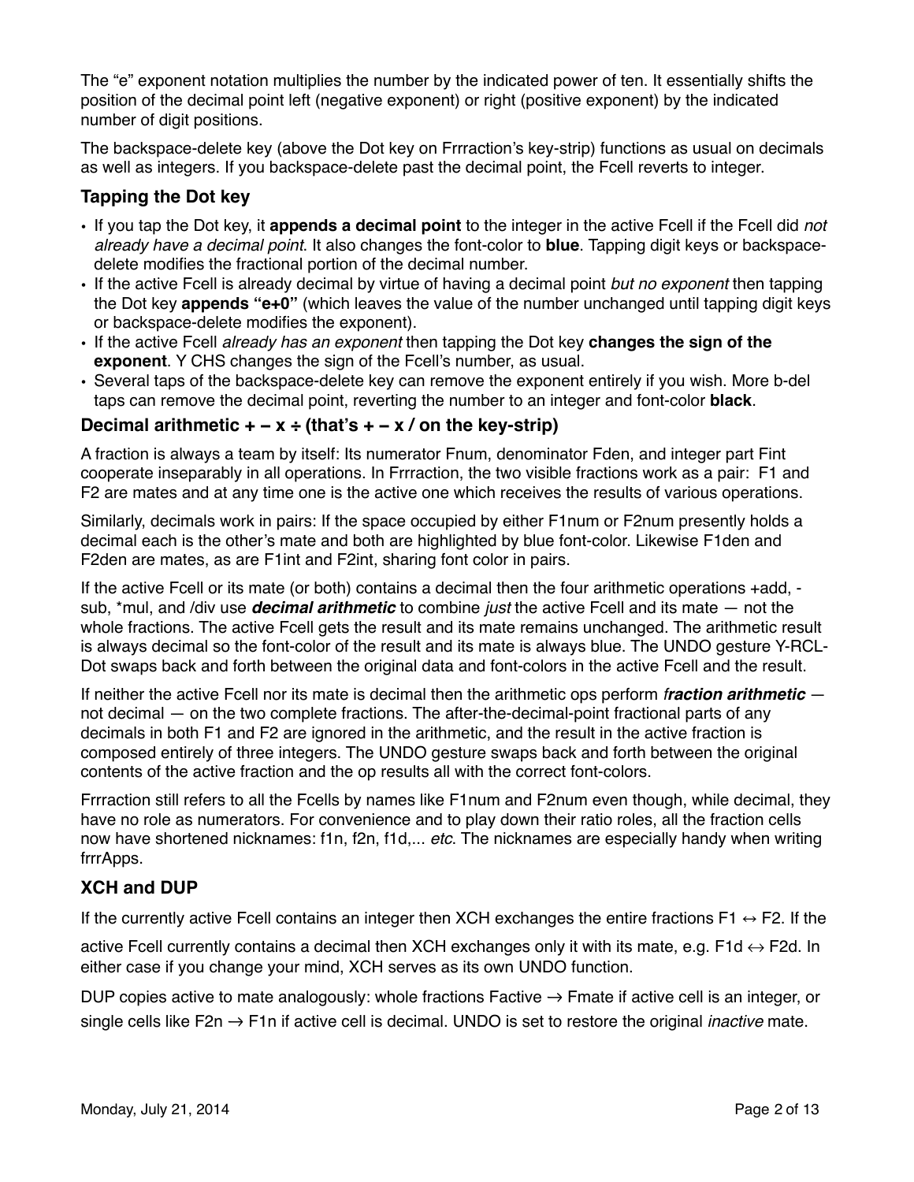The "e" exponent notation multiplies the number by the indicated power of ten. It essentially shifts the position of the decimal point left (negative exponent) or right (positive exponent) by the indicated number of digit positions.

The backspace-delete key (above the Dot key on Frrraction's key-strip) functions as usual on decimals as well as integers. If you backspace-delete past the decimal point, the Fcell reverts to integer.

### Tapping the Dot key

- If you tap the Dot key, it **appends a decimal point** to the integer in the active Fcell if the Fcell did *not already have a decimal point*. It also changes the font-color to **blue**. Tapping digit keys or backspace-delete modifies the fractional portion of the decimal number.
- If the active Fcell is already decimal by virtue of having a decimal point *but no exponent* then tapping the Dot key **appends "e+0"** (which leaves the value of the number unchanged until tapping digit keys or backspace-delete modifies the exponent).
- If the active Fcell *already has an exponent* then tapping the Dot key **changes the sign of the exponent**. Y CHS changes the sign of the Fcell's number, as usual.
- Several taps of the backspace-delete key can remove the exponent entirely if you wish. More b-del taps can remove the decimal point, reverting the number to an integer and font-color **black**.

### Decimal arithmetic + – x ÷ (that's + – x / on the key-strip)

A fraction is always a team by itself: Its numerator Fnum, denominator Fden, and integer part Fint cooperate inseparably in all operations. In Frrraction, the two visible fractions work as a pair: F1 and F2 are mates and at any time one is the active one which receives the results of various operations.

Similarly, decimals work in pairs: If the space occupied by either F1num or F2num presently holds a decimal each is the other's mate and both are highlighted by blue font-color. Likewise F1den and F2den are mates, as are F1int and F2int, sharing font color in pairs.

If the active Fcell or its mate (or both) contains a decimal then the four arithmetic operations +add, -sub, *mul, and /div use ***decimal arithmetic*** to combine *just* the active Fcell and its mate — not the whole fractions. The active Fcell gets the result and its mate remains unchanged. The arithmetic result is always decimal so the font-color of the result and its mate is always blue. The UNDO gesture Y-RCL-Dot swaps back and forth between the original data and font-colors in the active Fcell and the result.

If neither the active Fcell nor its mate is decimal then the arithmetic ops perform ***fraction arithmetic*** — not decimal — on the two complete fractions. The after-the-decimal-point fractional parts of any decimals in both F1 and F2 are ignored in the arithmetic, and the result in the active fraction is composed entirely of three integers. The UNDO gesture swaps back and forth between the original contents of the active fraction and the op results all with the correct font-colors.

Frrraction still refers to all the Fcells by names like F1num and F2num even though, while decimal, they have no role as numerators. For convenience and to play down their ratio roles, all the fraction cells now have shortened nicknames: f1n, f2n, f1d,... *etc*. The nicknames are especially handy when writing frrrApps.

### XCH and DUP

If the currently active Fcell contains an integer then XCH exchanges the entire fractions F1 ↔ F2. If the active Fcell currently contains a decimal then XCH exchanges only it with its mate, e.g. F1d ↔ F2d. In either case if you change your mind, XCH serves as its own UNDO function.

DUP copies active to mate analogously: whole fractions Factive → Fmate if active cell is an integer, or single cells like F2n → F1n if active cell is decimal. UNDO is set to restore the original *inactive* mate.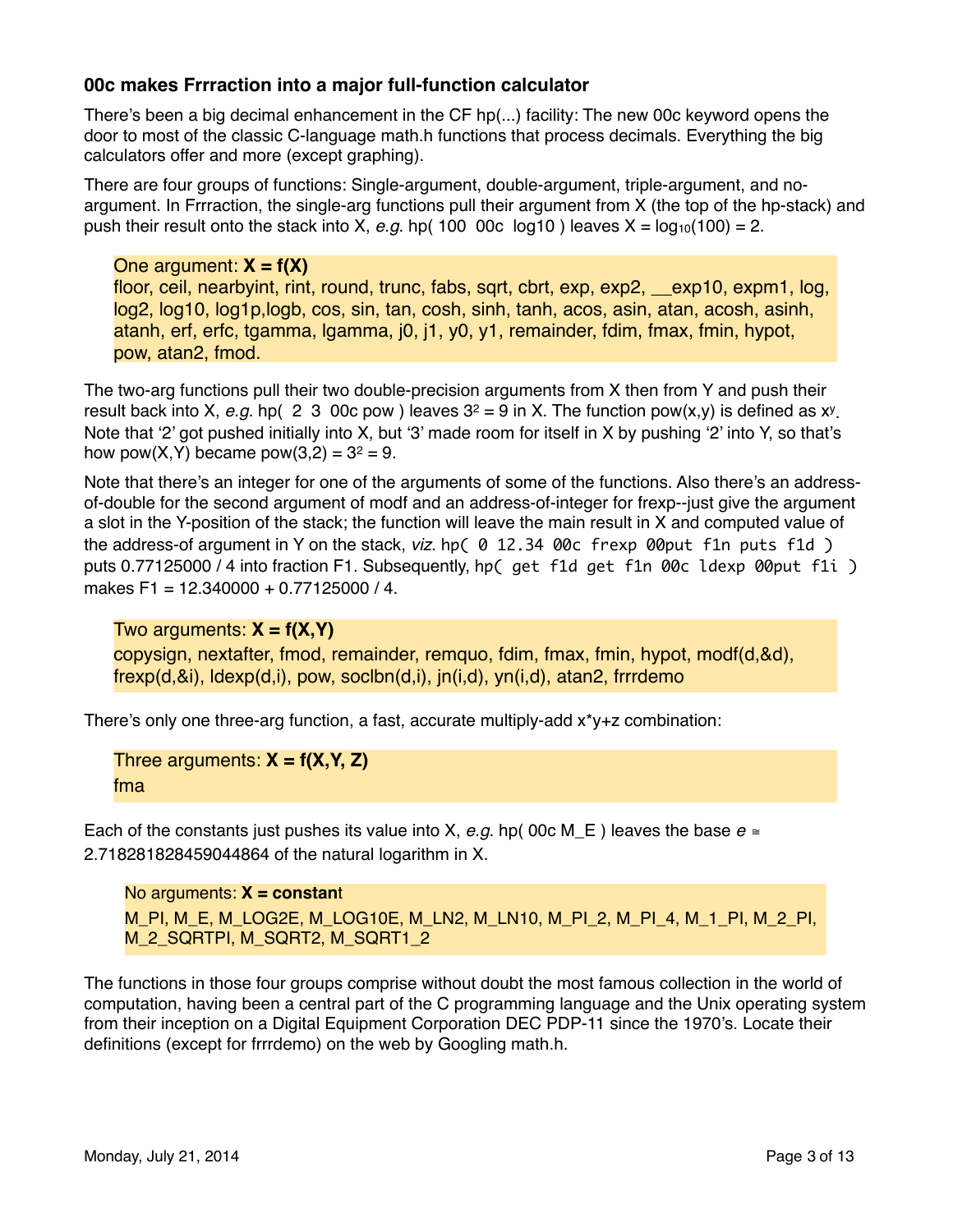### 00c makes Frrraction into a major full-function calculator

There's been a big decimal enhancement in the CF hp(...) facility: The new 00c keyword opens the door to most of the classic C-language math.h functions that process decimals. Everything the big calculators offer and more (except graphing).

There are four groups of functions: Single-argument, double-argument, triple-argument, and no-argument. In Frrraction, the single-arg functions pull their argument from X (the top of the hp-stack) and push their result onto the stack into X, *e.g.* hp( 100 00c log10 ) leaves X = $\log_{10}(100) = 2$.

> One argument: **X = f(X)**
> floor, ceil, nearbyint, rint, round, trunc, fabs, sqrt, cbrt, exp, exp2, __exp10, expm1, log, log2, log10, log1p,logb, cos, sin, tan, cosh, sinh, tanh, acos, asin, atan, acosh, asinh, atanh, erf, erfc, tgamma, lgamma, j0, j1, y0, y1, remainder, fdim, fmax, fmin, hypot, pow, atan2, fmod.

The two-arg functions pull their two double-precision arguments from X then from Y and push their result back into X, *e.g.* hp( 2 3 00c pow ) leaves $3^2 = 9$ in X. The function pow(x,y) is defined as $x^y$. Note that '2' got pushed initially into X, but '3' made room for itself in X by pushing '2' into Y, so that's how pow(X,Y) became pow(3,2) = $3^2 = 9$.

Note that there's an integer for one of the arguments of some of the functions. Also there's an address-of-double for the second argument of modf and an address-of-integer for frexp--just give the argument a slot in the Y-position of the stack; the function will leave the main result in X and computed value of the address-of argument in Y on the stack, *viz.* `hp( 0 12.34 00c frexp 00put f1n puts f1d )` puts 0.77125000 / 4 into fraction F1. Subsequently, `hp( get f1d get f1n 00c ldexp 00put f1i )` makes F1 = 12.340000 + 0.77125000 / 4.

> Two arguments: **X = f(X,Y)**
> copysign, nextafter, fmod, remainder, remquo, fdim, fmax, fmin, hypot, modf(d,&d), frexp(d,&i), ldexp(d,i), pow, soclbn(d,i), jn(i,d), yn(i,d), atan2, frrrdemo

There's only one three-arg function, a fast, accurate multiply-add x*y+z combination:

> Three arguments: **X = f(X,Y, Z)**
> fma

Each of the constants just pushes its value into X, *e.g.* hp( 00c M_E ) leaves the base *e* ≅ 2.718281828459044864 of the natural logarithm in X.

> No arguments: **X = constant**
> M_PI, M_E, M_LOG2E, M_LOG10E, M_LN2, M_LN10, M_PI_2, M_PI_4, M_1_PI, M_2_PI, M_2_SQRTPI, M_SQRT2, M_SQRT1_2

The functions in those four groups comprise without doubt the most famous collection in the world of computation, having been a central part of the C programming language and the Unix operating system from their inception on a Digital Equipment Corporation DEC PDP-11 since the 1970's. Locate their definitions (except for frrrdemo) on the web by Googling math.h.

Monday, July 21, 2014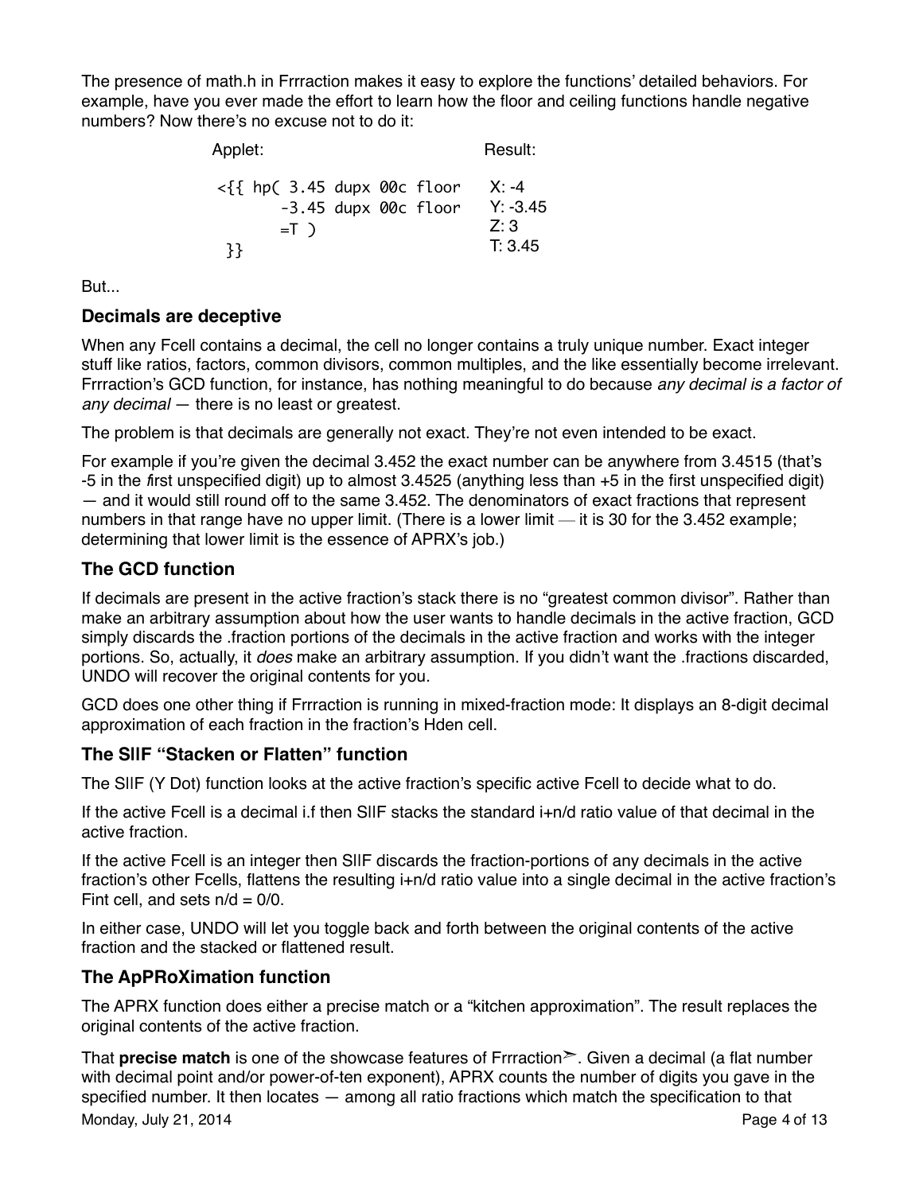The presence of math.h in Frrraction makes it easy to explore the functions' detailed behaviors. For example, have you ever made the effort to learn how the floor and ceiling functions handle negative numbers? Now there's no excuse not to do it:

| Applet: | Result: |
|---|---|
| `<{{ hp( 3.45 dupx 00c floor`<br>`-3.45 dupx 00c floor`<br>`=T )`<br>`}}` | X: -4<br>Y: -3.45<br>Z: 3<br>T: 3.45 |

But...

### Decimals are deceptive

When any Fcell contains a decimal, the cell no longer contains a truly unique number. Exact integer stuff like ratios, factors, common divisors, common multiples, and the like essentially become irrelevant. Frrraction's GCD function, for instance, has nothing meaningful to do because *any decimal is a factor of any decimal* — there is no least or greatest.

The problem is that decimals are generally not exact. They're not even intended to be exact.

For example if you're given the decimal 3.452 the exact number can be anywhere from 3.4515 (that's -5 in the first unspecified digit) up to almost 3.4525 (anything less than +5 in the first unspecified digit) — and it would still round off to the same 3.452. The denominators of exact fractions that represent numbers in that range have no upper limit. (There is a lower limit — it is 30 for the 3.452 example; determining that lower limit is the essence of APRX's job.)

### The GCD function

If decimals are present in the active fraction's stack there is no "greatest common divisor". Rather than make an arbitrary assumption about how the user wants to handle decimals in the active fraction, GCD simply discards the .fraction portions of the decimals in the active fraction and works with the integer portions. So, actually, it *does* make an arbitrary assumption. If you didn't want the .fractions discarded, UNDO will recover the original contents for you.

GCD does one other thing if Frrraction is running in mixed-fraction mode: It displays an 8-digit decimal approximation of each fraction in the fraction's Hden cell.

### The SlIF "Stacken or Flatten" function

The SlIF (Y Dot) function looks at the active fraction's specific active Fcell to decide what to do.

If the active Fcell is a decimal i.f then SlIF stacks the standard i+n/d ratio value of that decimal in the active fraction.

If the active Fcell is an integer then SlIF discards the fraction-portions of any decimals in the active fraction's other Fcells, flattens the resulting i+n/d ratio value into a single decimal in the active fraction's Fint cell, and sets n/d = 0/0.

In either case, UNDO will let you toggle back and forth between the original contents of the active fraction and the stacked or flattened result.

### The ApPRoXimation function

The APRX function does either a precise match or a "kitchen approximation". The result replaces the original contents of the active fraction.

That **precise match** is one of the showcase features of Frrraction➣. Given a decimal (a flat number with decimal point and/or power-of-ten exponent), APRX counts the number of digits you gave in the specified number. It then locates — among all ratio fractions which match the specification to that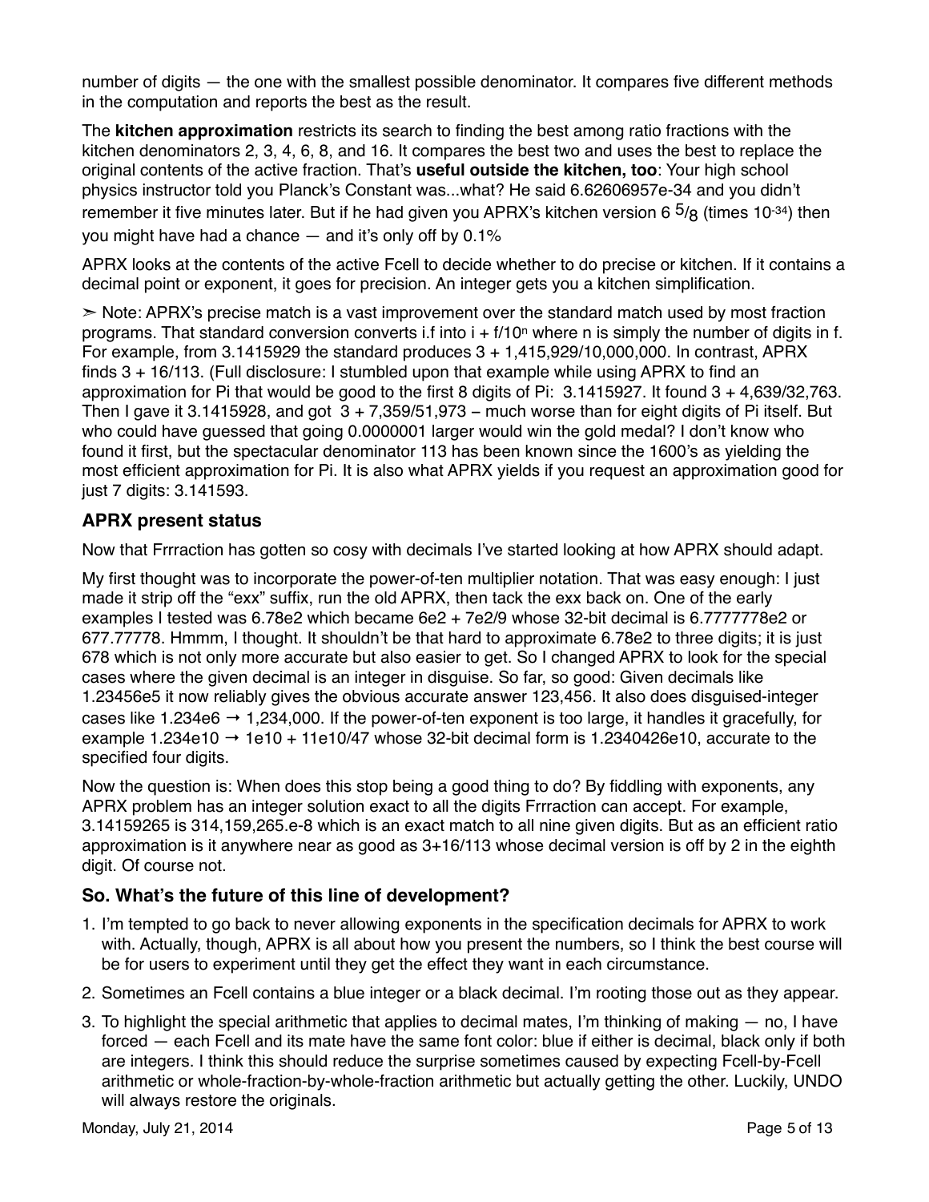number of digits — the one with the smallest possible denominator. It compares five different methods in the computation and reports the best as the result.

The **kitchen approximation** restricts its search to finding the best among ratio fractions with the kitchen denominators 2, 3, 4, 6, 8, and 16. It compares the best two and uses the best to replace the original contents of the active fraction. That's **useful outside the kitchen, too**: Your high school physics instructor told you Planck's Constant was...what? He said 6.62606957e-34 and you didn't remember it five minutes later. But if he had given you APRX's kitchen version 6 $^5/_8$ (times $10^{-34}$) then you might have had a chance — and it's only off by 0.1%

APRX looks at the contents of the active Fcell to decide whether to do precise or kitchen. If it contains a decimal point or exponent, it goes for precision. An integer gets you a kitchen simplification.

➣ Note: APRX's precise match is a vast improvement over the standard match used by most fraction programs. That standard conversion converts i.f into $i + f/10^n$ where n is simply the number of digits in f. For example, from 3.1415929 the standard produces 3 + 1,415,929/10,000,000. In contrast, APRX finds 3 + 16/113. (Full disclosure: I stumbled upon that example while using APRX to find an approximation for Pi that would be good to the first 8 digits of Pi: 3.1415927. It found 3 + 4,639/32,763. Then I gave it 3.1415928, and got 3 + 7,359/51,973 – much worse than for eight digits of Pi itself. But who could have guessed that going 0.0000001 larger would win the gold medal? I don't know who found it first, but the spectacular denominator 113 has been known since the 1600's as yielding the most efficient approximation for Pi. It is also what APRX yields if you request an approximation good for just 7 digits: 3.141593.

## APRX present status

Now that Frrraction has gotten so cosy with decimals I've started looking at how APRX should adapt.

My first thought was to incorporate the power-of-ten multiplier notation. That was easy enough: I just made it strip off the "exx" suffix, run the old APRX, then tack the exx back on. One of the early examples I tested was 6.78e2 which became 6e2 + 7e2/9 whose 32-bit decimal is 6.7777778e2 or 677.77778. Hmmm, I thought. It shouldn't be that hard to approximate 6.78e2 to three digits; it is just 678 which is not only more accurate but also easier to get. So I changed APRX to look for the special cases where the given decimal is an integer in disguise. So far, so good: Given decimals like 1.23456e5 it now reliably gives the obvious accurate answer 123,456. It also does disguised-integer cases like 1.234e6 → 1,234,000. If the power-of-ten exponent is too large, it handles it gracefully, for example 1.234e10 → 1e10 + 11e10/47 whose 32-bit decimal form is 1.2340426e10, accurate to the specified four digits.

Now the question is: When does this stop being a good thing to do? By fiddling with exponents, any APRX problem has an integer solution exact to all the digits Frrraction can accept. For example, 3.14159265 is 314,159,265.e-8 which is an exact match to all nine given digits. But as an efficient ratio approximation is it anywhere near as good as 3+16/113 whose decimal version is off by 2 in the eighth digit. Of course not.

## So. What's the future of this line of development?

1. I'm tempted to go back to never allowing exponents in the specification decimals for APRX to work with. Actually, though, APRX is all about how you present the numbers, so I think the best course will be for users to experiment until they get the effect they want in each circumstance.
2. Sometimes an Fcell contains a blue integer or a black decimal. I'm rooting those out as they appear.
3. To highlight the special arithmetic that applies to decimal mates, I'm thinking of making — no, I have forced — each Fcell and its mate have the same font color: blue if either is decimal, black only if both are integers. I think this should reduce the surprise sometimes caused by expecting Fcell-by-Fcell arithmetic or whole-fraction-by-whole-fraction arithmetic but actually getting the other. Luckily, UNDO will always restore the originals.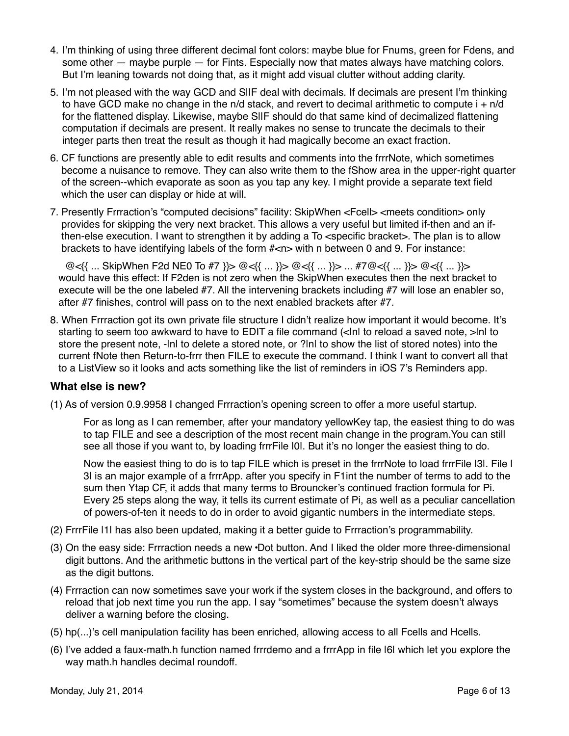4. I'm thinking of using three different decimal font colors: maybe blue for Fnums, green for Fdens, and some other — maybe purple — for Fints. Especially now that mates always have matching colors. But I'm leaning towards not doing that, as it might add visual clutter without adding clarity.

5. I'm not pleased with the way GCD and SIIF deal with decimals. If decimals are present I'm thinking to have GCD make no change in the n/d stack, and revert to decimal arithmetic to compute i + n/d for the flattened display. Likewise, maybe SIIF should do that same kind of decimalized flattening computation if decimals are present. It really makes no sense to truncate the decimals to their integer parts then treat the result as though it had magically become an exact fraction.

6. CF functions are presently able to edit results and comments into the frrrNote, which sometimes become a nuisance to remove. They can also write them to the fShow area in the upper-right quarter of the screen--which evaporate as soon as you tap any key. I might provide a separate text field which the user can display or hide at will.

7. Presently Frrraction's "computed decisions" facility: SkipWhen <Fcell> <meets condition> only provides for skipping the very next bracket. This allows a very useful but limited if-then and an if-then-else execution. I want to strengthen it by adding a To <specific bracket>. The plan is to allow brackets to have identifying labels of the form #<n> with n between 0 and 9. For instance:

   @<{{ ... SkipWhen F2d NE0 To #7 }}> @<{{ ... }}> @<{{ ... }}> ... #7@<{{ ... }}> @<{{ ... }}>
   would have this effect: If F2den is not zero when the SkipWhen executes then the next bracket to execute will be the one labeled #7. All the intervening brackets including #7 will lose an enabler so, after #7 finishes, control will pass on to the next enabled brackets after #7.

8. When Frrraction got its own private file structure I didn't realize how important it would become. It's starting to seem too awkward to have to EDIT a file command (<|n| to reload a saved note, >|n| to store the present note, -|n| to delete a stored note, or ?|n| to show the list of stored notes) into the current fNote then Return-to-frrr then FILE to execute the command. I think I want to convert all that to a ListView so it looks and acts something like the list of reminders in iOS 7's Reminders app.

### What else is new?

(1) As of version 0.9.9958 I changed Frrraction's opening screen to offer a more useful startup.

   For as long as I can remember, after your mandatory yellowKey tap, the easiest thing to do was to tap FILE and see a description of the most recent main change in the program.You can still see all those if you want to, by loading frrrFile |0|. But it's no longer the easiest thing to do.

   Now the easiest thing to do is to tap FILE which is preset in the frrrNote to load frrrFile |3|. File |3| is an major example of a frrrApp. after you specify in F1int the number of terms to add to the sum then Ytap CF, it adds that many terms to Brouncker's continued fraction formula for Pi. Every 25 steps along the way, it tells its current estimate of Pi, as well as a peculiar cancellation of powers-of-ten it needs to do in order to avoid gigantic numbers in the intermediate steps.

(2) FrrrFile |1| has also been updated, making it a better guide to Frrraction's programmability.

(3) On the easy side: Frrraction needs a new •Dot button. And I liked the older more three-dimensional digit buttons. And the arithmetic buttons in the vertical part of the key-strip should be the same size as the digit buttons.

(4) Frrraction can now sometimes save your work if the system closes in the background, and offers to reload that job next time you run the app. I say "sometimes" because the system doesn't always deliver a warning before the closing.

(5) hp(...)'s cell manipulation facility has been enriched, allowing access to all Fcells and Hcells.

(6) I've added a faux-math.h function named frrrdemo and a frrrApp in file |6| which let you explore the way math.h handles decimal roundoff.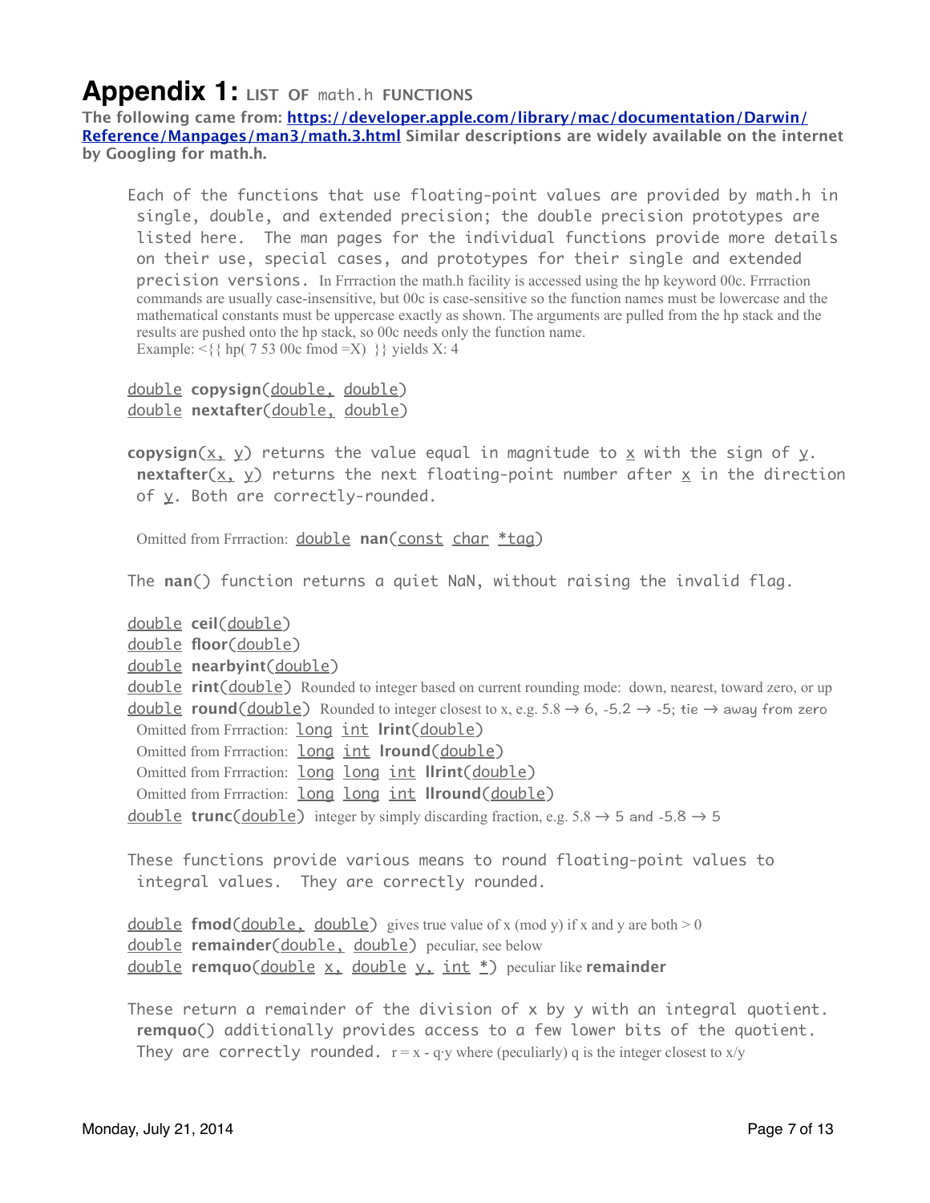# Appendix 1: LIST OF math.h FUNCTIONS

**The following came from: https://developer.apple.com/library/mac/documentation/Darwin/Reference/Manpages/man3/math.3.html Similar descriptions are widely available on the internet by Googling for math.h.**

Each of the functions that use floating-point values are provided by math.h in single, double, and extended precision; the double precision prototypes are listed here. The man pages for the individual functions provide more details on their use, special cases, and prototypes for their single and extended precision versions. In Frrraction the math.h facility is accessed using the hp keyword 00c. Frrraction commands are usually case-insensitive, but 00c is case-sensitive so the function names must be lowercase and the mathematical constants must be uppercase exactly as shown. The arguments are pulled from the hp stack and the results are pushed onto the hp stack, so 00c needs only the function name.
Example: <{{ hp( 7 53 00c fmod =X) }} yields X: 4

double **copysign**(double, double)
double **nextafter**(double, double)

**copysign**(x, y) returns the value equal in magnitude to x with the sign of y. **nextafter**(x, y) returns the next floating-point number after x in the direction of y. Both are correctly-rounded.

Omitted from Frrraction: double **nan**(const char *tag)

The **nan**() function returns a quiet NaN, without raising the invalid flag.

double **ceil**(double)
double **floor**(double)
double **nearbyint**(double)
double **rint**(double) Rounded to integer based on current rounding mode: down, nearest, toward zero, or up
double **round**(double) Rounded to integer closest to x, e.g. 5.8 → 6, -5.2 → -5; tie → away from zero
Omitted from Frrraction: long int **lrint**(double)
Omitted from Frrraction: long int **lround**(double)
Omitted from Frrraction: long long int **llrint**(double)
Omitted from Frrraction: long long int **llround**(double)
double **trunc**(double) integer by simply discarding fraction, e.g. 5.8 → 5 and -5.8 → 5

These functions provide various means to round floating-point values to integral values. They are correctly rounded.

double **fmod**(double, double) gives true value of x (mod y) if x and y are both > 0
double **remainder**(double, double) peculiar, see below
double **remquo**(double x, double y, int *) peculiar like **remainder**

These return a remainder of the division of x by y with an integral quotient. **remquo**() additionally provides access to a few lower bits of the quotient. They are correctly rounded. $r = x - q \cdot y$ where (peculiarly) q is the integer closest to x/y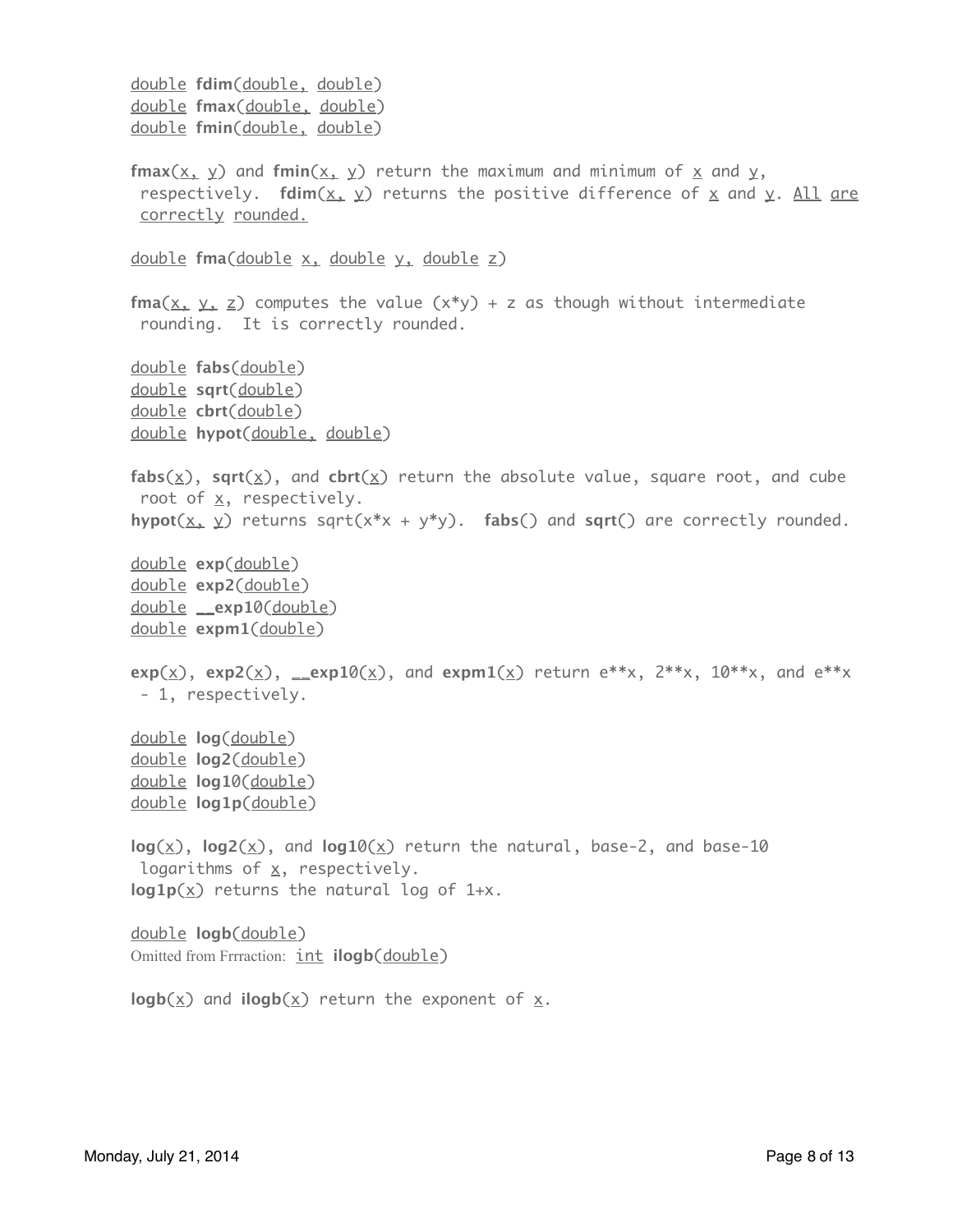double **fdim**(double, double)
double **fmax**(double, double)
double **fmin**(double, double)

**fmax**(x, y) and **fmin**(x, y) return the maximum and minimum of x and y, respectively. **fdim**(x, y) returns the positive difference of x and y. All are correctly rounded.

double **fma**(double x, double y, double z)

**fma**(x, y, z) computes the value (x*y) + z as though without intermediate rounding. It is correctly rounded.

double **fabs**(double)
double **sqrt**(double)
double **cbrt**(double)
double **hypot**(double, double)

**fabs**(x), **sqrt**(x), and **cbrt**(x) return the absolute value, square root, and cube root of x, respectively.
**hypot**(x, y) returns sqrt(x*x + y*y). **fabs**() and **sqrt**() are correctly rounded.

double **exp**(double)
double **exp2**(double)
double **__exp10**(double)
double **expm1**(double)

**exp**(x), **exp2**(x), **__exp10**(x), and **expm1**(x) return e**x, 2**x, 10**x, and e**x - 1, respectively.

double **log**(double)
double **log2**(double)
double **log10**(double)
double **log1p**(double)

**log**(x), **log2**(x), and **log10**(x) return the natural, base-2, and base-10 logarithms of x, respectively.
**log1p**(x) returns the natural log of 1+x.

double **logb**(double)
Omitted from Frrraction: int **ilogb**(double)

**logb**(x) and **ilogb**(x) return the exponent of x.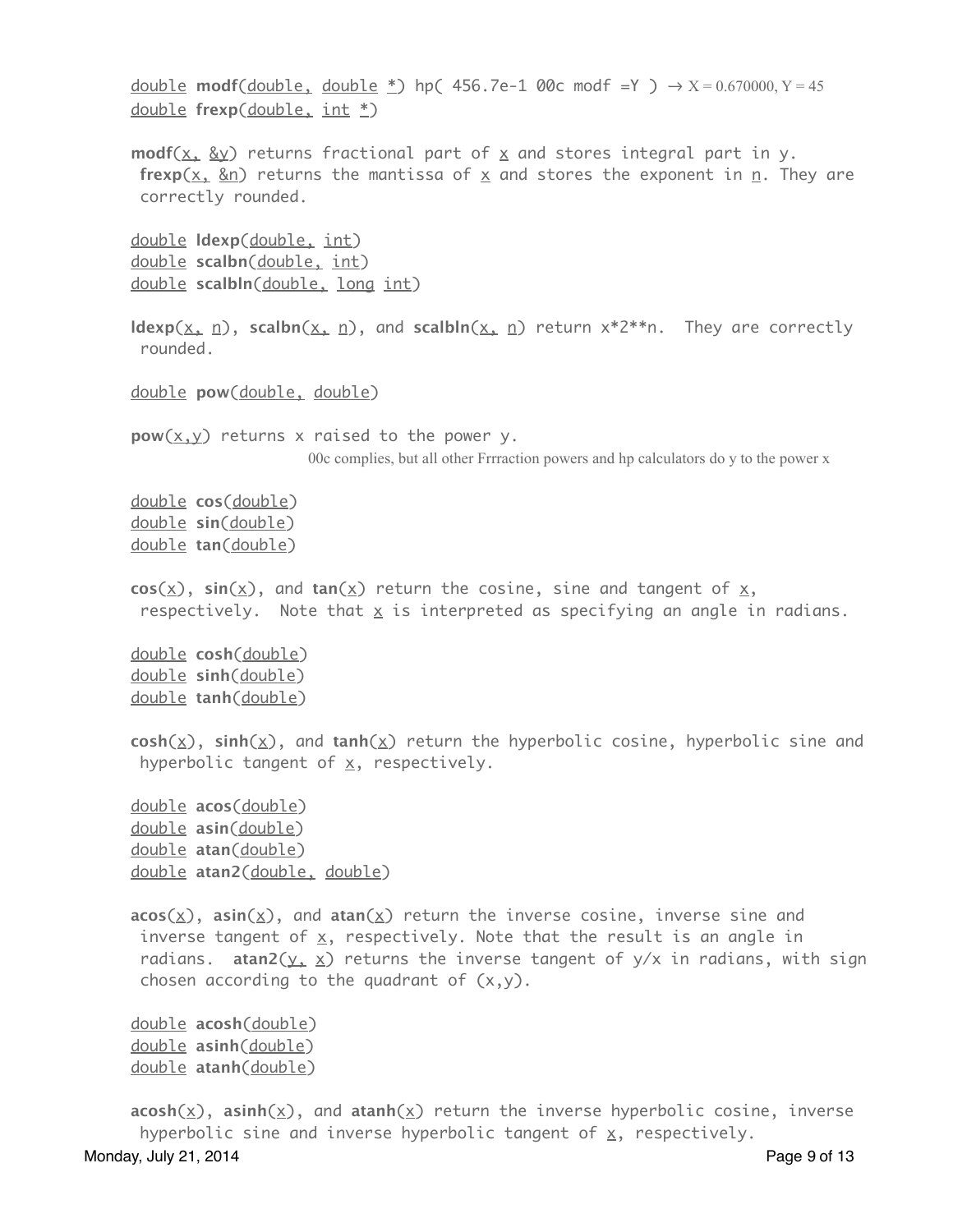double **modf**(double, double *) hp( 456.7e-1 00c modf =Y ) → X = 0.670000, Y = 45
double **frexp**(double, int *)

**modf**(x, &y) returns fractional part of x and stores integral part in y.
**frexp**(x, &n) returns the mantissa of x and stores the exponent in n. They are correctly rounded.

double **ldexp**(double, int)
double **scalbn**(double, int)
double **scalbln**(double, long int)

**ldexp**(x, n), **scalbn**(x, n), and **scalbln**(x, n) return x*2**n. They are correctly rounded.

double **pow**(double, double)

**pow**(x,y) returns x raised to the power y.

00c complies, but all other Frrraction powers and hp calculators do y to the power x

double **cos**(double)
double **sin**(double)
double **tan**(double)

**cos**(x), **sin**(x), and **tan**(x) return the cosine, sine and tangent of x, respectively. Note that x is interpreted as specifying an angle in radians.

double **cosh**(double)
double **sinh**(double)
double **tanh**(double)

**cosh**(x), **sinh**(x), and **tanh**(x) return the hyperbolic cosine, hyperbolic sine and hyperbolic tangent of x, respectively.

double **acos**(double)
double **asin**(double)
double **atan**(double)
double **atan2**(double, double)

**acos**(x), **asin**(x), and **atan**(x) return the inverse cosine, inverse sine and inverse tangent of x, respectively. Note that the result is an angle in radians. **atan2**(y, x) returns the inverse tangent of y/x in radians, with sign chosen according to the quadrant of (x,y).

double **acosh**(double)
double **asinh**(double)
double **atanh**(double)

**acosh**(x), **asinh**(x), and **atanh**(x) return the inverse hyperbolic cosine, inverse hyperbolic sine and inverse hyperbolic tangent of x, respectively.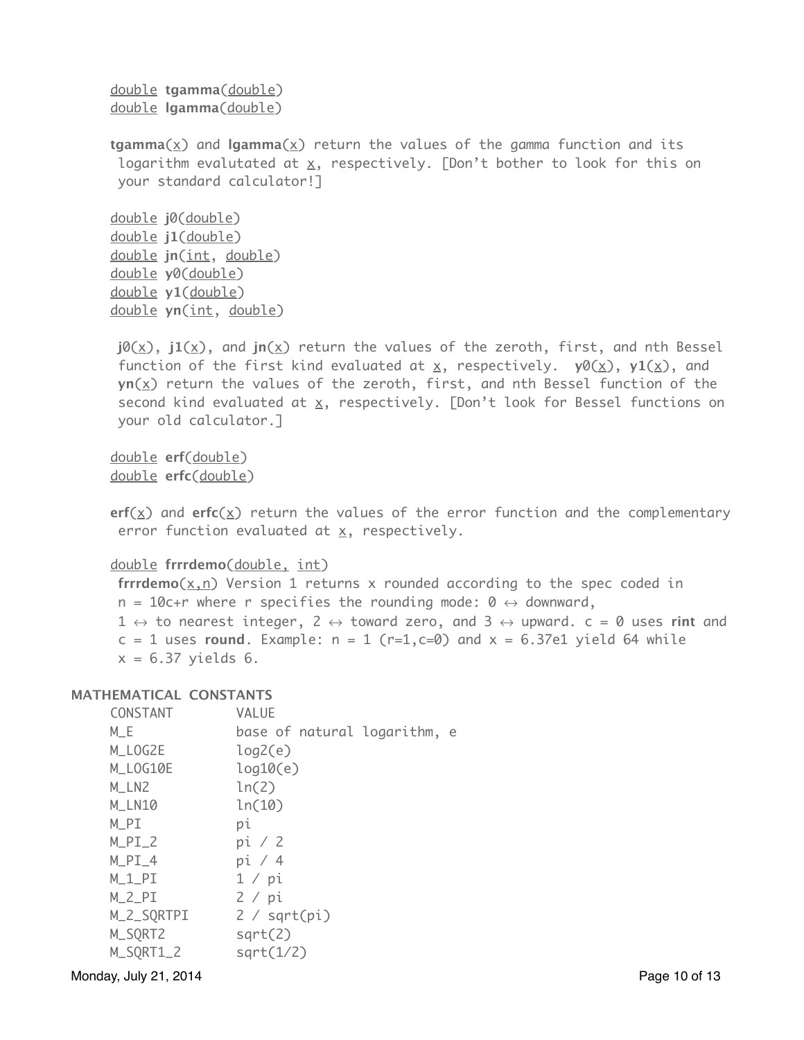<u>double</u> **tgamma**(<u>double</u>)
<u>double</u> **lgamma**(<u>double</u>)

**tgamma**(<u>x</u>) and **lgamma**(<u>x</u>) return the values of the gamma function and its logarithm evalutated at <u>x</u>, respectively. [Don't bother to look for this on your standard calculator!]

<u>double</u> **j0**(<u>double</u>)
<u>double</u> **j1**(<u>double</u>)
<u>double</u> **jn**(<u>int</u>, <u>double</u>)
<u>double</u> **y0**(<u>double</u>)
<u>double</u> **y1**(<u>double</u>)
<u>double</u> **yn**(<u>int</u>, <u>double</u>)

**j0**(<u>x</u>), **j1**(<u>x</u>), and **jn**(<u>x</u>) return the values of the zeroth, first, and nth Bessel function of the first kind evaluated at <u>x</u>, respectively. **y0**(<u>x</u>), **y1**(<u>x</u>), and **yn**(<u>x</u>) return the values of the zeroth, first, and nth Bessel function of the second kind evaluated at <u>x</u>, respectively. [Don't look for Bessel functions on your old calculator.]

<u>double</u> **erf**(<u>double</u>)
<u>double</u> **erfc**(<u>double</u>)

**erf**(<u>x</u>) and **erfc**(<u>x</u>) return the values of the error function and the complementary error function evaluated at <u>x</u>, respectively.

<u>double</u> **frrrdemo**(<u>double,</u> <u>int</u>)
**frrrdemo**(<u>x,n</u>) Version 1 returns x rounded according to the spec coded in n = 10c+r where r specifies the rounding mode: 0 ↔ downward, 1 ↔ to nearest integer, 2 ↔ toward zero, and 3 ↔ upward. c = 0 uses **rint** and c = 1 uses **round**. Example: n = 1 (r=1,c=0) and x = 6.37e1 yield 64 while x = 6.37 yields 6.

## MATHEMATICAL CONSTANTS

| CONSTANT | VALUE |
|---|---|
| M_E | base of natural logarithm, e |
| M_LOG2E | log2(e) |
| M_LOG10E | log10(e) |
| M_LN2 | ln(2) |
| M_LN10 | ln(10) |
| M_PI | pi |
| M_PI_2 | pi / 2 |
| M_PI_4 | pi / 4 |
| M_1_PI | 1 / pi |
| M_2_PI | 2 / pi |
| M_2_SQRTPI | 2 / sqrt(pi) |
| M_SQRT2 | sqrt(2) |
| M_SQRT1_2 | sqrt(1/2) |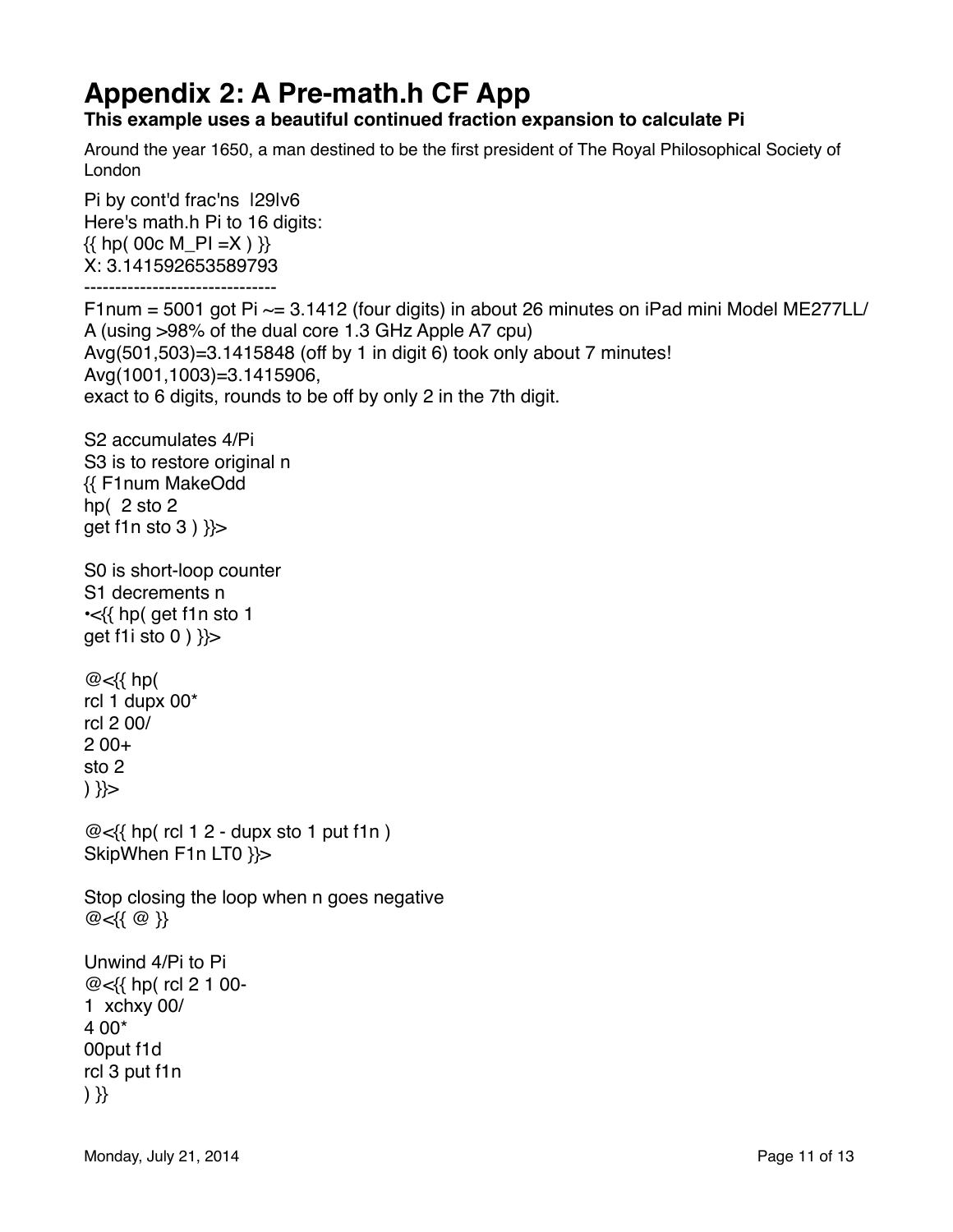# Appendix 2: A Pre-math.h CF App

**This example uses a beautiful continued fraction expansion to calculate Pi**

Around the year 1650, a man destined to be the first president of The Royal Philosophical Society of London

Pi by cont'd frac'ns  l29lv6
Here's math.h Pi to 16 digits:
{{ hp( 00c M_PI =X ) }}
X: 3.141592653589793
-------------------------------
F1num = 5001 got Pi ~= 3.1412 (four digits) in about 26 minutes on iPad mini Model ME277LL/A (using >98% of the dual core 1.3 GHz Apple A7 cpu)
Avg(501,503)=3.1415848 (off by 1 in digit 6) took only about 7 minutes!
Avg(1001,1003)=3.1415906,
exact to 6 digits, rounds to be off by only 2 in the 7th digit.

S2 accumulates 4/Pi
S3 is to restore original n

```
{{ F1num MakeOdd
hp(  2 sto 2
get f1n sto 3 ) }}>
```

S0 is short-loop counter
S1 decrements n

```
•<{{ hp( get f1n sto 1
get f1i sto 0 ) }}>
```

```
@<{{ hp(
rcl 1 dupx 00*
rcl 2 00/
2 00+
sto 2
) }}>
```

```
@<{{ hp( rcl 1 2 - dupx sto 1 put f1n )
SkipWhen F1n LT0 }}>
```

Stop closing the loop when n goes negative

```
@<{{ @ }}
```

Unwind 4/Pi to Pi

```
@<{{ hp( rcl 2 1 00-
1  xchxy 00/
4 00*
00put f1d
rcl 3 put f1n
) }}
```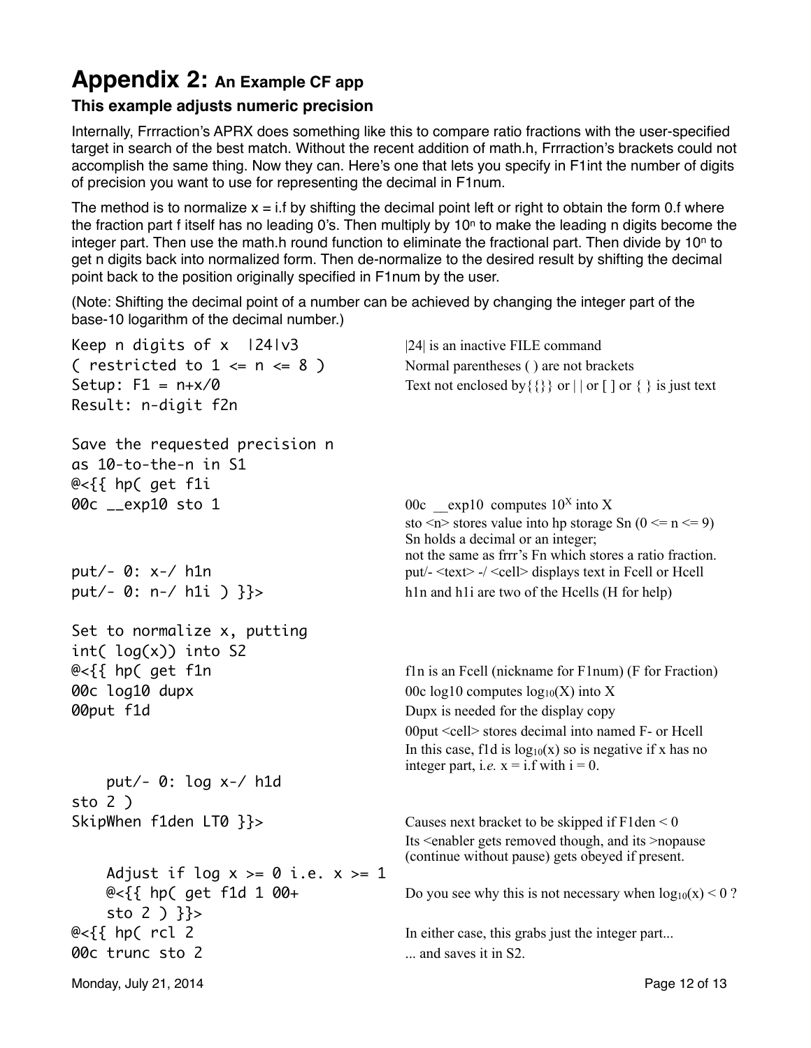# Appendix 2: An Example CF app

### This example adjusts numeric precision

Internally, Frrraction's APRX does something like this to compare ratio fractions with the user-specified target in search of the best match. Without the recent addition of math.h, Frrraction's brackets could not accomplish the same thing. Now they can. Here's one that lets you specify in F1int the number of digits of precision you want to use for representing the decimal in F1num.

The method is to normalize x = i.f by shifting the decimal point left or right to obtain the form 0.f where the fraction part f itself has no leading 0's. Then multiply by $10^n$ to make the leading n digits become the integer part. Then use the math.h round function to eliminate the fractional part. Then divide by $10^n$ to get n digits back into normalized form. Then de-normalize to the desired result by shifting the decimal point back to the position originally specified in F1num by the user.

(Note: Shifting the decimal point of a number can be achieved by changing the integer part of the base-10 logarithm of the decimal number.)

```
Keep n digits of x  |24|v3              |24| is an inactive FILE command
( restricted to 1 <= n <= 8 )           Normal parentheses ( ) are not brackets
Setup: F1 = n+x/0                       Text not enclosed by{{}} or | | or [ ] or { } is just text
Result: n-digit f2n

Save the requested precision n
as 10-to-the-n in S1
@<{{ hp( get f1i
00c __exp10 sto 1                       00c __exp10 computes 10^X into X
                                        sto <n> stores value into hp storage Sn (0 <= n <= 9)
                                        Sn holds a decimal or an integer;
                                        not the same as frrr's Fn which stores a ratio fraction.
put/- 0: x-/ h1n                        put/- <text> -/ <cell> displays text in Fcell or Hcell
put/- 0: n-/ h1i ) }}>                  h1n and h1i are two of the Hcells (H for help)

Set to normalize x, putting
int( log(x)) into S2
@<{{ hp( get f1n                        f1n is an Fcell (nickname for F1num) (F for Fraction)
00c log10 dupx                          00c log10 computes log10(X) into X
00put f1d                               Dupx is needed for the display copy
                                        00put <cell> stores decimal into named F- or Hcell
                                        In this case, f1d is log10(x) so is negative if x has no
                                        integer part, i.e. x = i.f with i = 0.
    put/- 0: log x-/ h1d
sto 2 )
SkipWhen f1den LT0 }}>                  Causes next bracket to be skipped if F1den < 0
                                        Its <enabler gets removed though, and its >nopause
                                        (continue without pause) gets obeyed if present.
    Adjust if log x >= 0 i.e. x >= 1
    @<{{ hp( get f1d 1 00+              Do you see why this is not necessary when log10(x) < 0 ?
    sto 2 ) }}>
@<{{ hp( rcl 2                          In either case, this grabs just the integer part...
00c trunc sto 2                         ... and saves it in S2.
```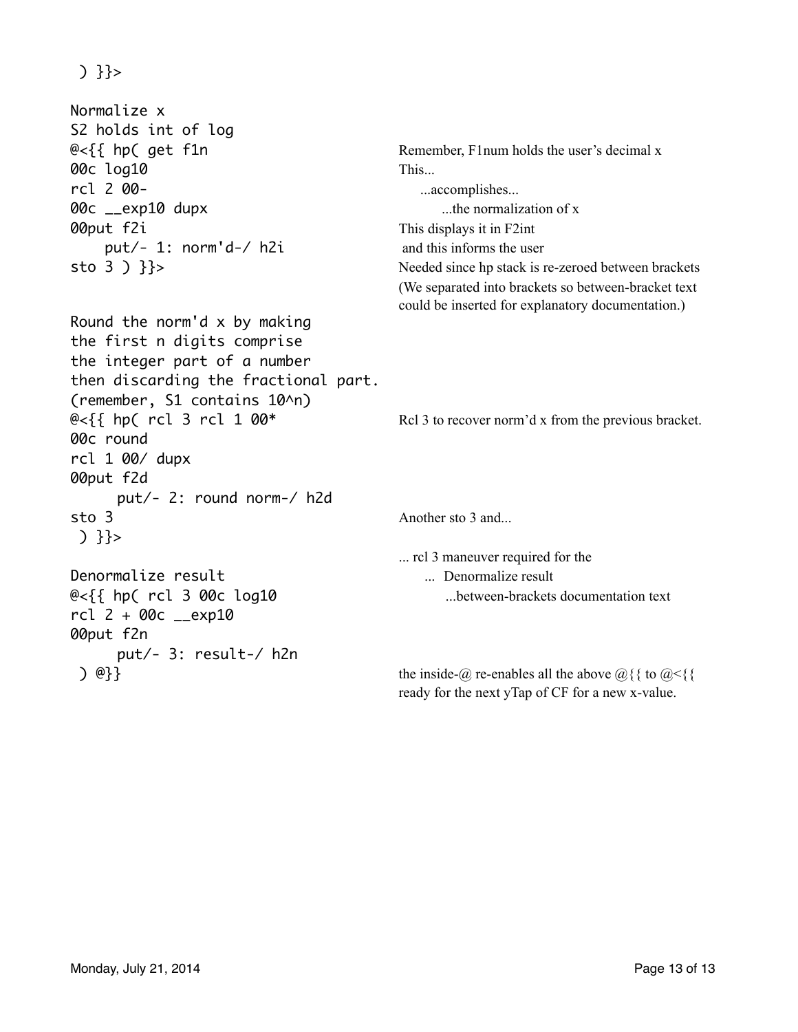```
 ) }}>

Normalize x
S2 holds int of log
@<{{ hp( get f1n
00c log10
rcl 2 00-
00c __exp10 dupx
00put f2i
    put/- 1: norm'd-/ h2i
sto 3 ) }}>
```

Remember, F1num holds the user's decimal x
This...
...accomplishes...
...the normalization of x
This displays it in F2int
and this informs the user
Needed since hp stack is re-zeroed between brackets
(We separated into brackets so between-bracket text could be inserted for explanatory documentation.)

```
Round the norm'd x by making
the first n digits comprise
the integer part of a number
then discarding the fractional part.
(remember, S1 contains 10^n)
@<{{ hp( rcl 3 rcl 1 00*
00c round
rcl 1 00/ dupx
00put f2d
     put/- 2: round norm-/ h2d
sto 3
 ) }}>
```

Rcl 3 to recover norm'd x from the previous bracket.

Another sto 3 and...

... rcl 3 maneuver required for the
... Denormalize result
...between-brackets documentation text

```
Denormalize result
@<{{ hp( rcl 3 00c log10
rcl 2 + 00c __exp10
00put f2n
     put/- 3: result-/ h2n
 ) @}}
```

the inside-@ re-enables all the above @{{ to @<{{ ready for the next yTap of CF for a new x-value.

Monday, July 21, 2014